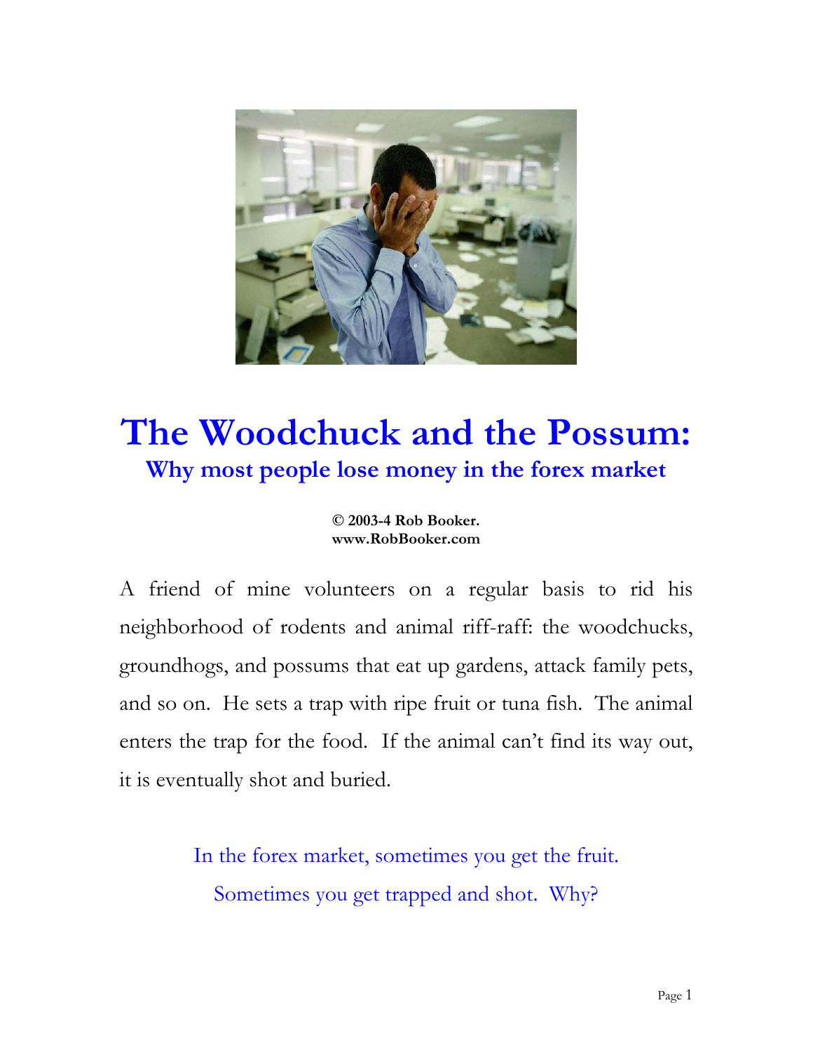# The Woodchuck and the Possum:

## Why most people lose money in the forex market

**© 2003-4 Rob Booker.**
**www.RobBooker.com**

A friend of mine volunteers on a regular basis to rid his neighborhood of rodents and animal riff-raff: the woodchucks, groundhogs, and possums that eat up gardens, attack family pets, and so on. He sets a trap with ripe fruit or tuna fish. The animal enters the trap for the food. If the animal can't find its way out, it is eventually shot and buried.

In the forex market, sometimes you get the fruit.
Sometimes you get trapped and shot. Why?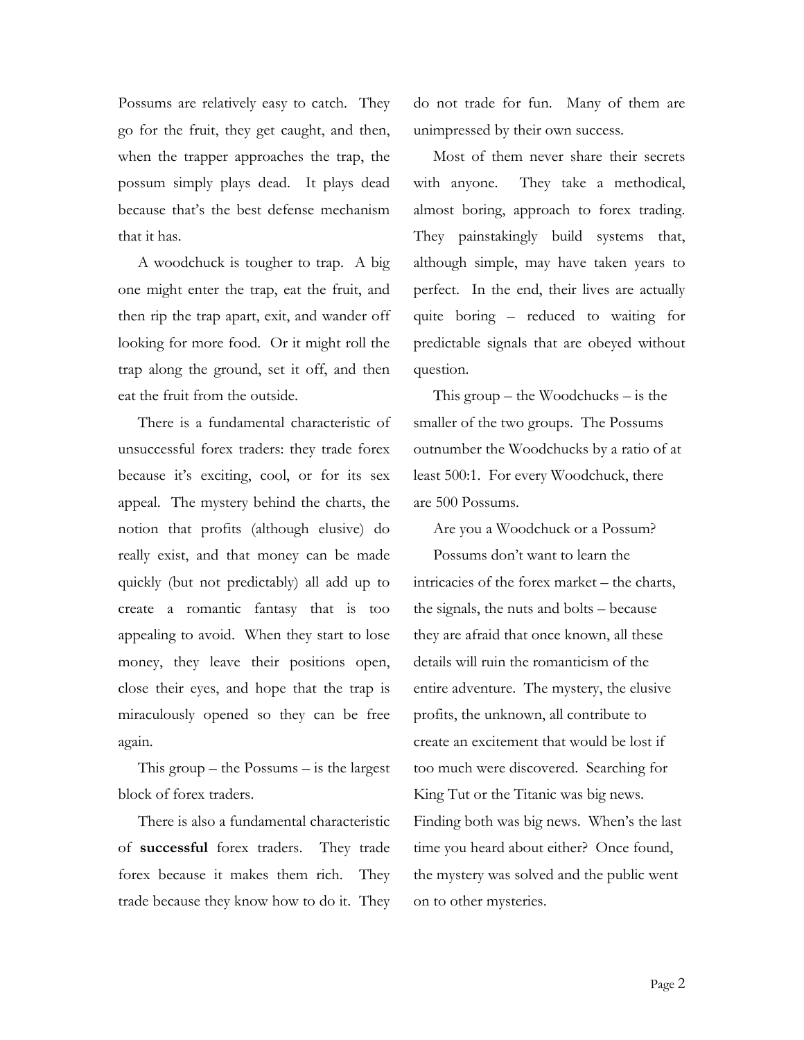Possums are relatively easy to catch. They go for the fruit, they get caught, and then, when the trapper approaches the trap, the possum simply plays dead. It plays dead because that's the best defense mechanism that it has.

A woodchuck is tougher to trap. A big one might enter the trap, eat the fruit, and then rip the trap apart, exit, and wander off looking for more food. Or it might roll the trap along the ground, set it off, and then eat the fruit from the outside.

There is a fundamental characteristic of unsuccessful forex traders: they trade forex because it's exciting, cool, or for its sex appeal. The mystery behind the charts, the notion that profits (although elusive) do really exist, and that money can be made quickly (but not predictably) all add up to create a romantic fantasy that is too appealing to avoid. When they start to lose money, they leave their positions open, close their eyes, and hope that the trap is miraculously opened so they can be free again.

This group – the Possums – is the largest block of forex traders.

There is also a fundamental characteristic of **successful** forex traders. They trade forex because it makes them rich. They trade because they know how to do it. They do not trade for fun. Many of them are unimpressed by their own success.

Most of them never share their secrets with anyone. They take a methodical, almost boring, approach to forex trading. They painstakingly build systems that, although simple, may have taken years to perfect. In the end, their lives are actually quite boring – reduced to waiting for predictable signals that are obeyed without question.

This group – the Woodchucks – is the smaller of the two groups. The Possums outnumber the Woodchucks by a ratio of at least 500:1. For every Woodchuck, there are 500 Possums.

Are you a Woodchuck or a Possum?

Possums don't want to learn the intricacies of the forex market – the charts, the signals, the nuts and bolts – because they are afraid that once known, all these details will ruin the romanticism of the entire adventure. The mystery, the elusive profits, the unknown, all contribute to create an excitement that would be lost if too much were discovered. Searching for King Tut or the Titanic was big news. Finding both was big news. When's the last time you heard about either? Once found, the mystery was solved and the public went on to other mysteries.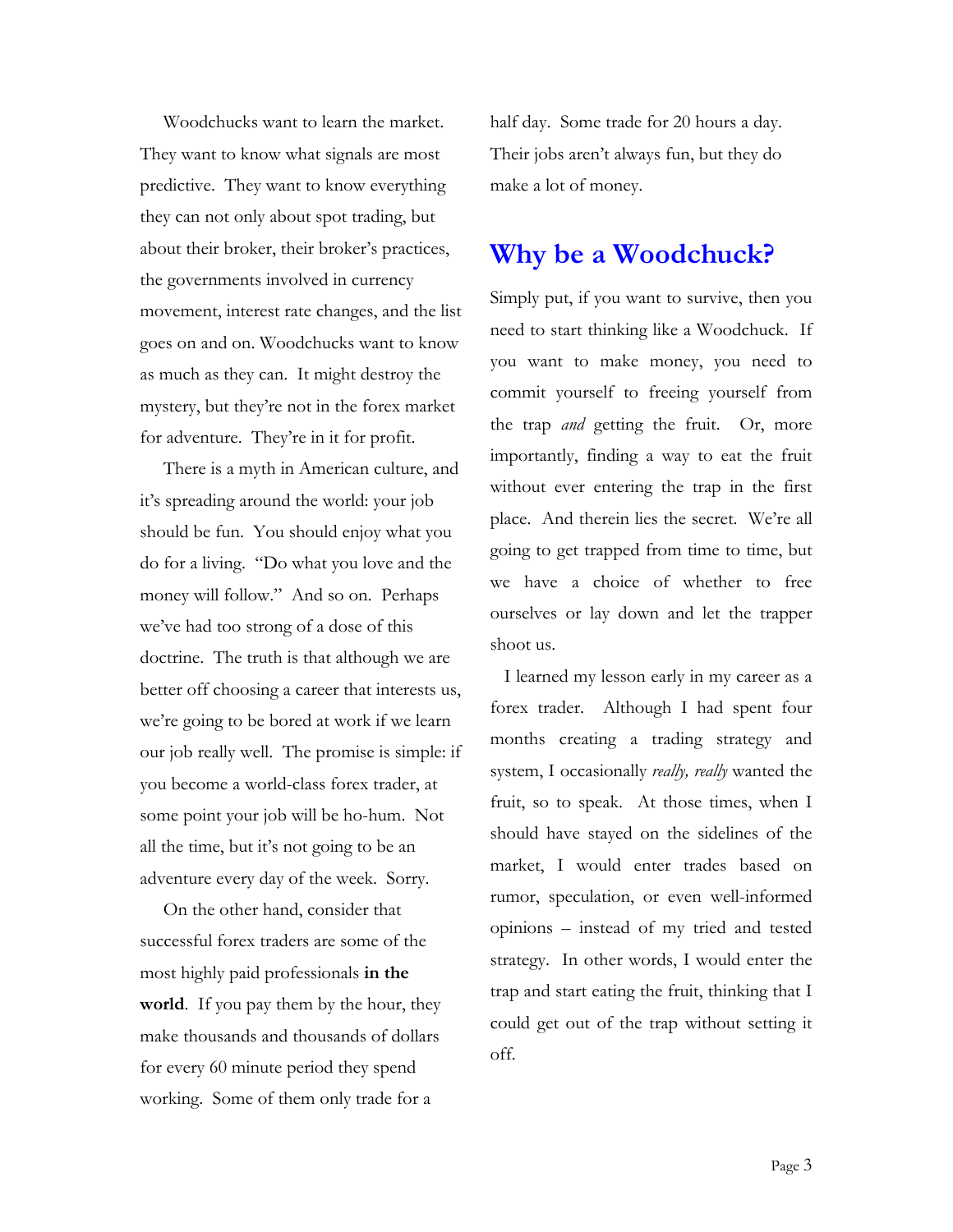Woodchucks want to learn the market. They want to know what signals are most predictive. They want to know everything they can not only about spot trading, but about their broker, their broker's practices, the governments involved in currency movement, interest rate changes, and the list goes on and on. Woodchucks want to know as much as they can. It might destroy the mystery, but they're not in the forex market for adventure. They're in it for profit.

There is a myth in American culture, and it's spreading around the world: your job should be fun. You should enjoy what you do for a living. "Do what you love and the money will follow." And so on. Perhaps we've had too strong of a dose of this doctrine. The truth is that although we are better off choosing a career that interests us, we're going to be bored at work if we learn our job really well. The promise is simple: if you become a world-class forex trader, at some point your job will be ho-hum. Not all the time, but it's not going to be an adventure every day of the week. Sorry.

On the other hand, consider that successful forex traders are some of the most highly paid professionals **in the world**. If you pay them by the hour, they make thousands and thousands of dollars for every 60 minute period they spend working. Some of them only trade for a half day. Some trade for 20 hours a day. Their jobs aren't always fun, but they do make a lot of money.

## Why be a Woodchuck?

Simply put, if you want to survive, then you need to start thinking like a Woodchuck. If you want to make money, you need to commit yourself to freeing yourself from the trap *and* getting the fruit. Or, more importantly, finding a way to eat the fruit without ever entering the trap in the first place. And therein lies the secret. We're all going to get trapped from time to time, but we have a choice of whether to free ourselves or lay down and let the trapper shoot us.

I learned my lesson early in my career as a forex trader. Although I had spent four months creating a trading strategy and system, I occasionally *really, really* wanted the fruit, so to speak. At those times, when I should have stayed on the sidelines of the market, I would enter trades based on rumor, speculation, or even well-informed opinions – instead of my tried and tested strategy. In other words, I would enter the trap and start eating the fruit, thinking that I could get out of the trap without setting it off.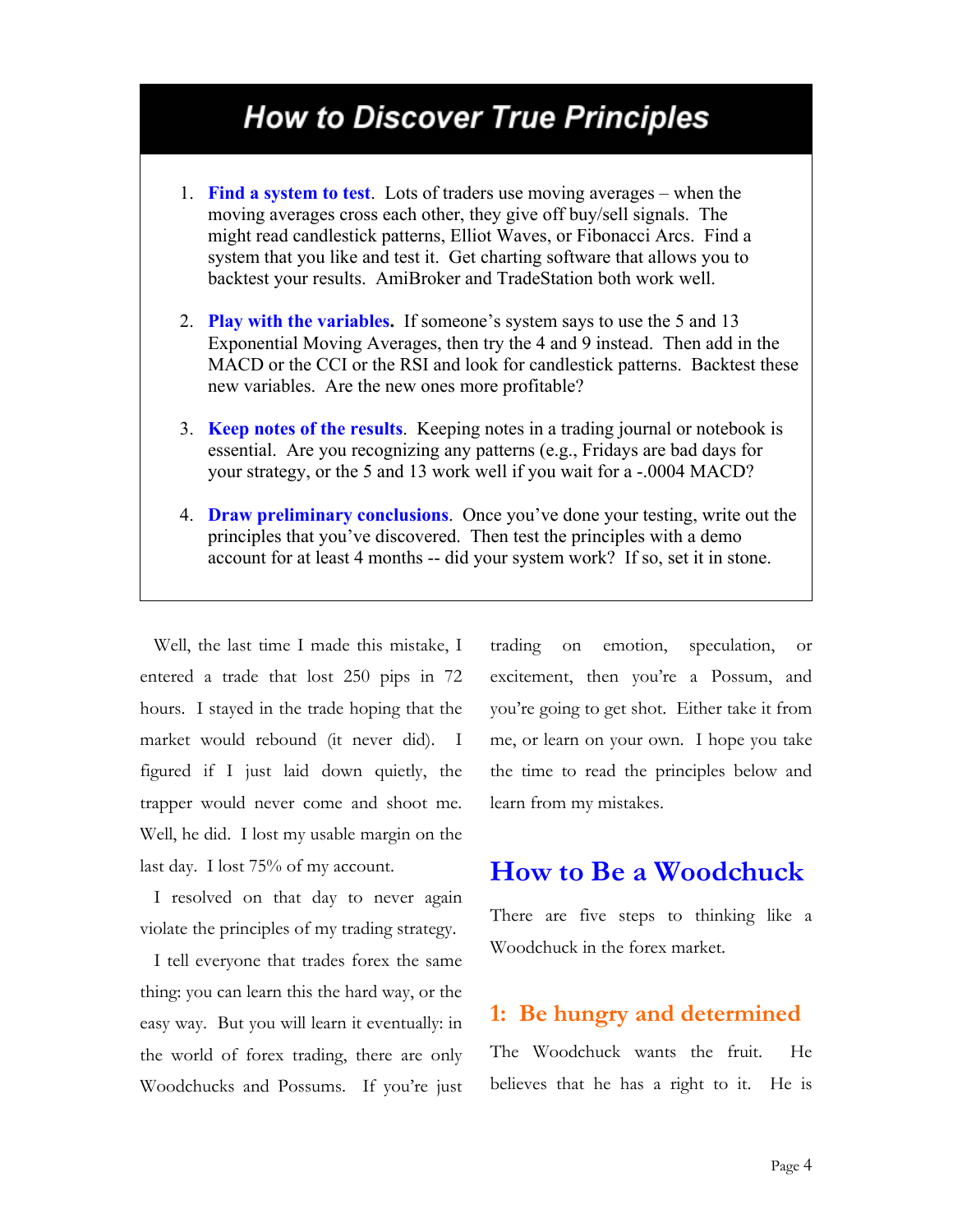## How to Discover True Principles

1. **Find a system to test**. Lots of traders use moving averages – when the moving averages cross each other, they give off buy/sell signals. The might read candlestick patterns, Elliot Waves, or Fibonacci Arcs. Find a system that you like and test it. Get charting software that allows you to backtest your results. AmiBroker and TradeStation both work well.

2. **Play with the variables.** If someone's system says to use the 5 and 13 Exponential Moving Averages, then try the 4 and 9 instead. Then add in the MACD or the CCI or the RSI and look for candlestick patterns. Backtest these new variables. Are the new ones more profitable?

3. **Keep notes of the results**. Keeping notes in a trading journal or notebook is essential. Are you recognizing any patterns (e.g., Fridays are bad days for your strategy, or the 5 and 13 work well if you wait for a -.0004 MACD?

4. **Draw preliminary conclusions**. Once you've done your testing, write out the principles that you've discovered. Then test the principles with a demo account for at least 4 months -- did your system work? If so, set it in stone.

Well, the last time I made this mistake, I entered a trade that lost 250 pips in 72 hours. I stayed in the trade hoping that the market would rebound (it never did). I figured if I just laid down quietly, the trapper would never come and shoot me. Well, he did. I lost my usable margin on the last day. I lost 75% of my account.

I resolved on that day to never again violate the principles of my trading strategy.

I tell everyone that trades forex the same thing: you can learn this the hard way, or the easy way. But you will learn it eventually: in the world of forex trading, there are only Woodchucks and Possums. If you're just trading on emotion, speculation, or excitement, then you're a Possum, and you're going to get shot. Either take it from me, or learn on your own. I hope you take the time to read the principles below and learn from my mistakes.

# How to Be a Woodchuck

There are five steps to thinking like a Woodchuck in the forex market.

### 1: Be hungry and determined

The Woodchuck wants the fruit. He believes that he has a right to it. He is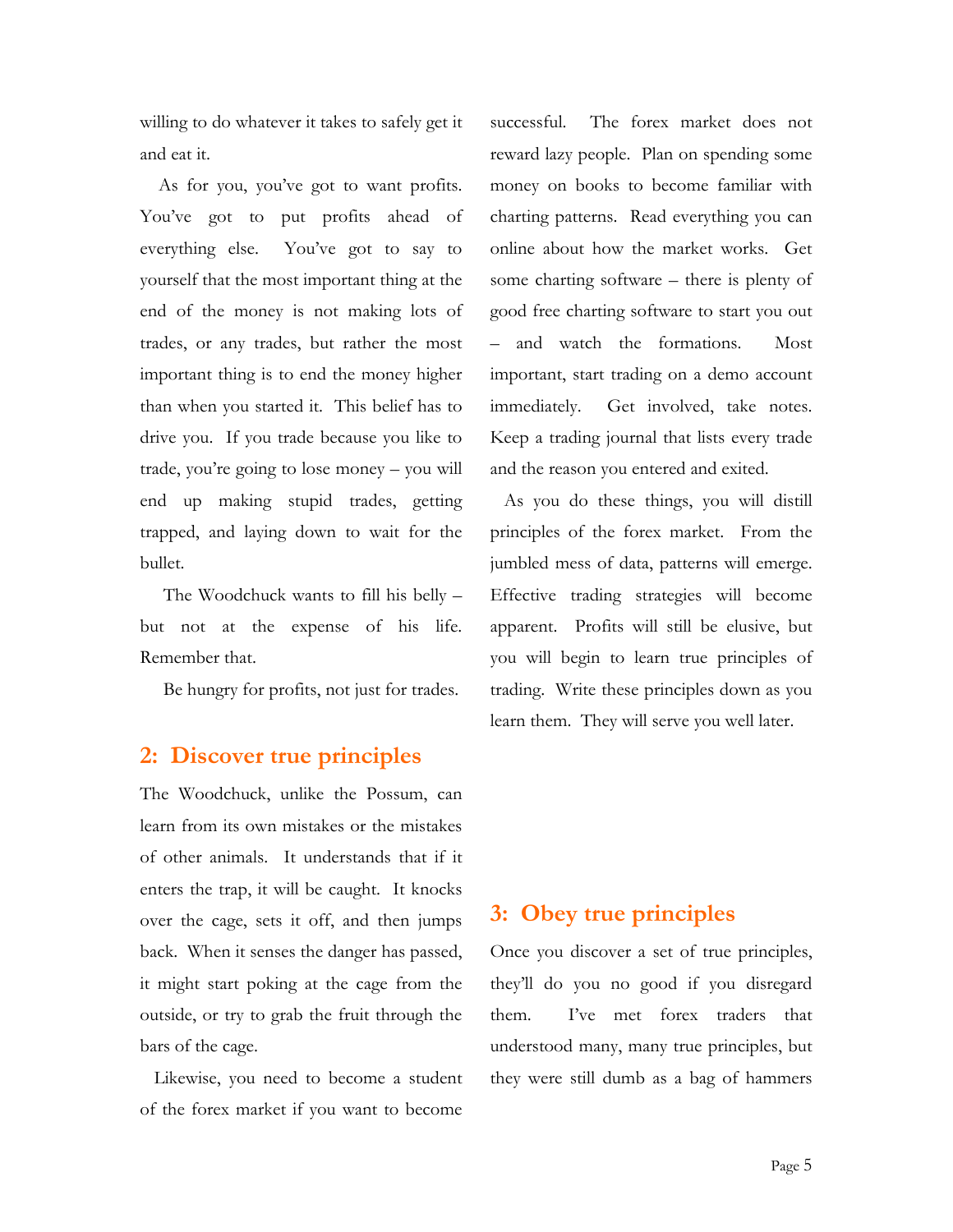willing to do whatever it takes to safely get it and eat it.

As for you, you've got to want profits. You've got to put profits ahead of everything else. You've got to say to yourself that the most important thing at the end of the money is not making lots of trades, or any trades, but rather the most important thing is to end the money higher than when you started it. This belief has to drive you. If you trade because you like to trade, you're going to lose money – you will end up making stupid trades, getting trapped, and laying down to wait for the bullet.

The Woodchuck wants to fill his belly – but not at the expense of his life. Remember that.

Be hungry for profits, not just for trades.

## 2: Discover true principles

The Woodchuck, unlike the Possum, can learn from its own mistakes or the mistakes of other animals. It understands that if it enters the trap, it will be caught. It knocks over the cage, sets it off, and then jumps back. When it senses the danger has passed, it might start poking at the cage from the outside, or try to grab the fruit through the bars of the cage.

Likewise, you need to become a student of the forex market if you want to become successful. The forex market does not reward lazy people. Plan on spending some money on books to become familiar with charting patterns. Read everything you can online about how the market works. Get some charting software – there is plenty of good free charting software to start you out – and watch the formations. Most important, start trading on a demo account immediately. Get involved, take notes. Keep a trading journal that lists every trade and the reason you entered and exited.

As you do these things, you will distill principles of the forex market. From the jumbled mess of data, patterns will emerge. Effective trading strategies will become apparent. Profits will still be elusive, but you will begin to learn true principles of trading. Write these principles down as you learn them. They will serve you well later.

## 3: Obey true principles

Once you discover a set of true principles, they'll do you no good if you disregard them. I've met forex traders that understood many, many true principles, but they were still dumb as a bag of hammers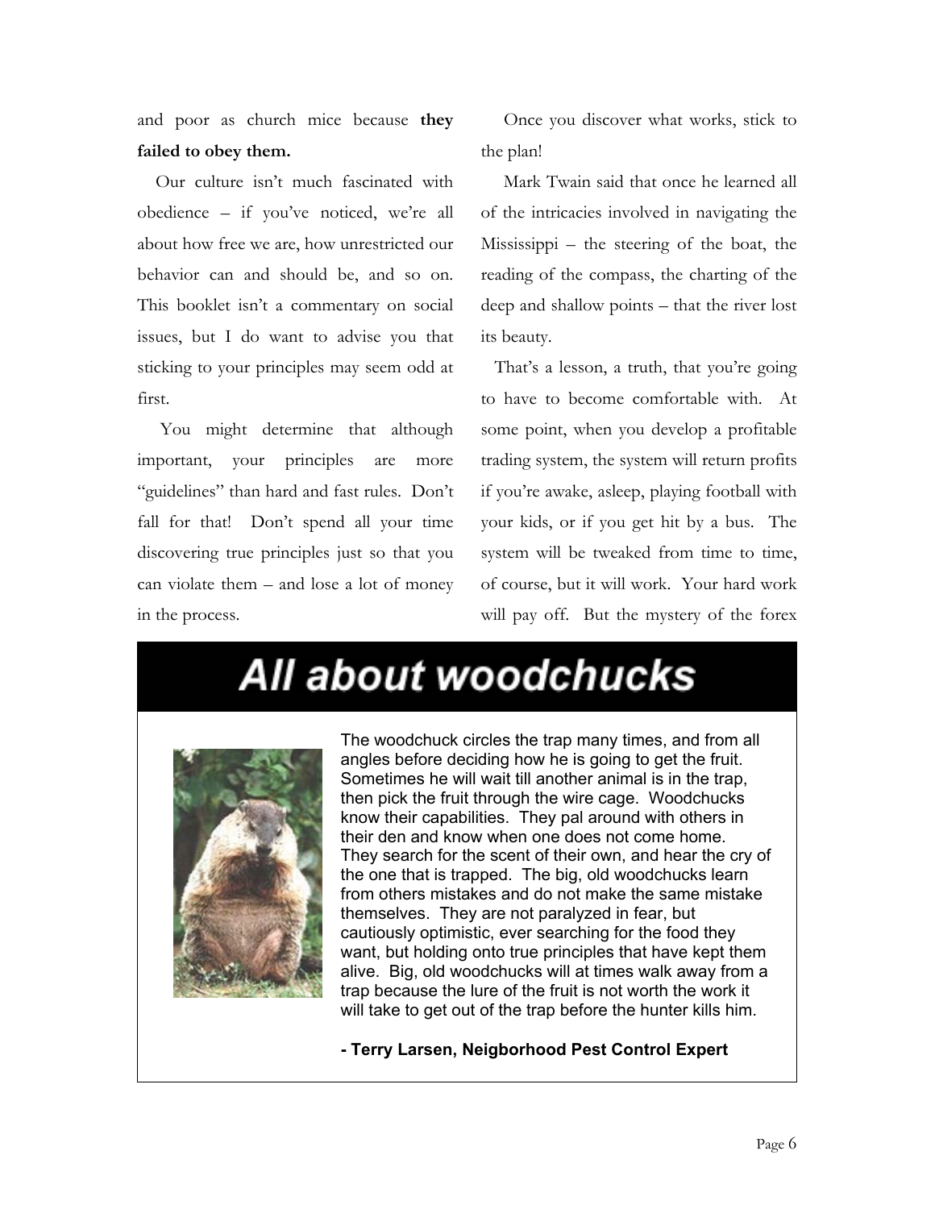and poor as church mice because **they failed to obey them.**

Our culture isn't much fascinated with obedience – if you've noticed, we're all about how free we are, how unrestricted our behavior can and should be, and so on. This booklet isn't a commentary on social issues, but I do want to advise you that sticking to your principles may seem odd at first.

You might determine that although important, your principles are more "guidelines" than hard and fast rules. Don't fall for that! Don't spend all your time discovering true principles just so that you can violate them – and lose a lot of money in the process.

Once you discover what works, stick to the plan!

Mark Twain said that once he learned all of the intricacies involved in navigating the Mississippi – the steering of the boat, the reading of the compass, the charting of the deep and shallow points – that the river lost its beauty.

That's a lesson, a truth, that you're going to have to become comfortable with. At some point, when you develop a profitable trading system, the system will return profits if you're awake, asleep, playing football with your kids, or if you get hit by a bus. The system will be tweaked from time to time, of course, but it will work. Your hard work will pay off. But the mystery of the forex

## All about woodchucks

The woodchuck circles the trap many times, and from all angles before deciding how he is going to get the fruit. Sometimes he will wait till another animal is in the trap, then pick the fruit through the wire cage. Woodchucks know their capabilities. They pal around with others in their den and know when one does not come home. They search for the scent of their own, and hear the cry of the one that is trapped. The big, old woodchucks learn from others mistakes and do not make the same mistake themselves. They are not paralyzed in fear, but cautiously optimistic, ever searching for the food they want, but holding onto true principles that have kept them alive. Big, old woodchucks will at times walk away from a trap because the lure of the fruit is not worth the work it will take to get out of the trap before the hunter kills him.

**- Terry Larsen, Neigborhood Pest Control Expert**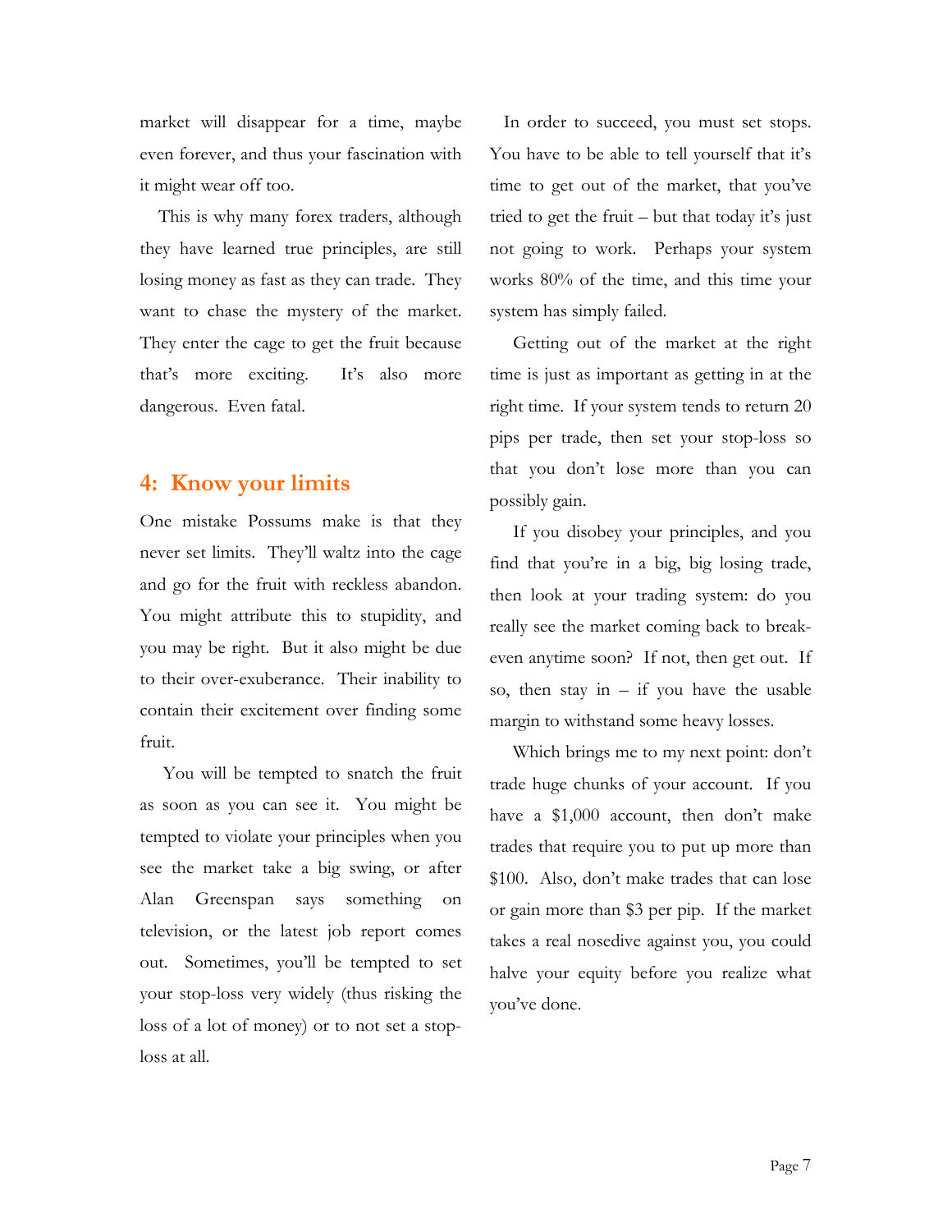market will disappear for a time, maybe even forever, and thus your fascination with it might wear off too.

This is why many forex traders, although they have learned true principles, are still losing money as fast as they can trade. They want to chase the mystery of the market. They enter the cage to get the fruit because that's more exciting. It's also more dangerous. Even fatal.

## 4: Know your limits

One mistake Possums make is that they never set limits. They'll waltz into the cage and go for the fruit with reckless abandon. You might attribute this to stupidity, and you may be right. But it also might be due to their over-exuberance. Their inability to contain their excitement over finding some fruit.

You will be tempted to snatch the fruit as soon as you can see it. You might be tempted to violate your principles when you see the market take a big swing, or after Alan Greenspan says something on television, or the latest job report comes out. Sometimes, you'll be tempted to set your stop-loss very widely (thus risking the loss of a lot of money) or to not set a stop-loss at all.

In order to succeed, you must set stops. You have to be able to tell yourself that it's time to get out of the market, that you've tried to get the fruit – but that today it's just not going to work. Perhaps your system works 80% of the time, and this time your system has simply failed.

Getting out of the market at the right time is just as important as getting in at the right time. If your system tends to return 20 pips per trade, then set your stop-loss so that you don't lose more than you can possibly gain.

If you disobey your principles, and you find that you're in a big, big losing trade, then look at your trading system: do you really see the market coming back to break-even anytime soon? If not, then get out. If so, then stay in – if you have the usable margin to withstand some heavy losses.

Which brings me to my next point: don't trade huge chunks of your account. If you have a $1,000 account, then don't make trades that require you to put up more than $100. Also, don't make trades that can lose or gain more than $3 per pip. If the market takes a real nosedive against you, you could halve your equity before you realize what you've done.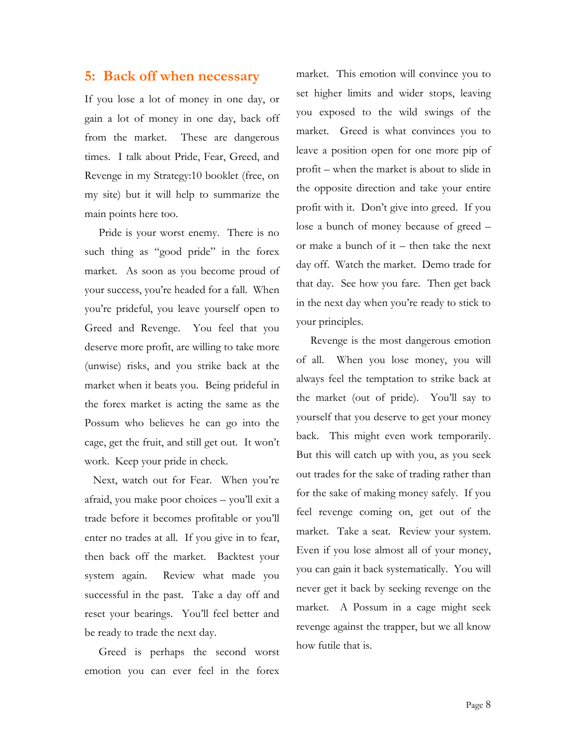## 5: Back off when necessary

If you lose a lot of money in one day, or gain a lot of money in one day, back off from the market. These are dangerous times. I talk about Pride, Fear, Greed, and Revenge in my Strategy:10 booklet (free, on my site) but it will help to summarize the main points here too.

Pride is your worst enemy. There is no such thing as "good pride" in the forex market. As soon as you become proud of your success, you're headed for a fall. When you're prideful, you leave yourself open to Greed and Revenge. You feel that you deserve more profit, are willing to take more (unwise) risks, and you strike back at the market when it beats you. Being prideful in the forex market is acting the same as the Possum who believes he can go into the cage, get the fruit, and still get out. It won't work. Keep your pride in check.

Next, watch out for Fear. When you're afraid, you make poor choices – you'll exit a trade before it becomes profitable or you'll enter no trades at all. If you give in to fear, then back off the market. Backtest your system again. Review what made you successful in the past. Take a day off and reset your bearings. You'll feel better and be ready to trade the next day.

Greed is perhaps the second worst emotion you can ever feel in the forex market. This emotion will convince you to set higher limits and wider stops, leaving you exposed to the wild swings of the market. Greed is what convinces you to leave a position open for one more pip of profit – when the market is about to slide in the opposite direction and take your entire profit with it. Don't give into greed. If you lose a bunch of money because of greed – or make a bunch of it – then take the next day off. Watch the market. Demo trade for that day. See how you fare. Then get back in the next day when you're ready to stick to your principles.

Revenge is the most dangerous emotion of all. When you lose money, you will always feel the temptation to strike back at the market (out of pride). You'll say to yourself that you deserve to get your money back. This might even work temporarily. But this will catch up with you, as you seek out trades for the sake of trading rather than for the sake of making money safely. If you feel revenge coming on, get out of the market. Take a seat. Review your system. Even if you lose almost all of your money, you can gain it back systematically. You will never get it back by seeking revenge on the market. A Possum in a cage might seek revenge against the trapper, but we all know how futile that is.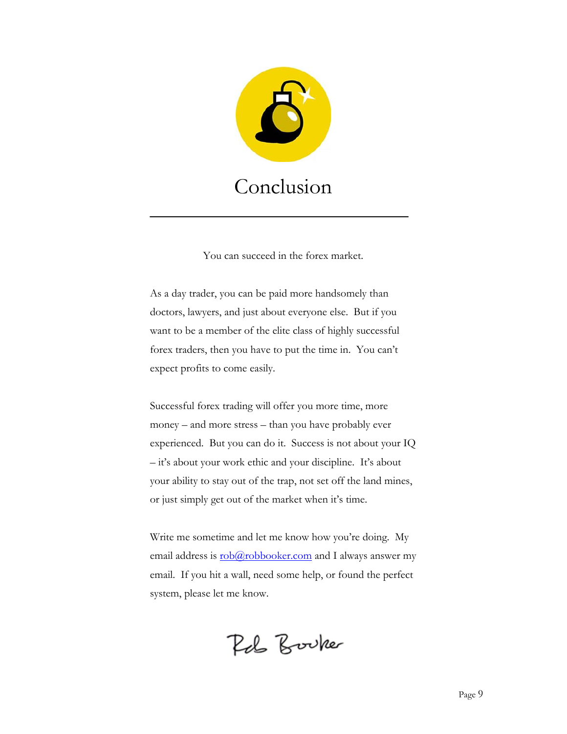# Conclusion

You can succeed in the forex market.

As a day trader, you can be paid more handsomely than doctors, lawyers, and just about everyone else. But if you want to be a member of the elite class of highly successful forex traders, then you have to put the time in. You can't expect profits to come easily.

Successful forex trading will offer you more time, more money – and more stress – than you have probably ever experienced. But you can do it. Success is not about your IQ – it's about your work ethic and your discipline. It's about your ability to stay out of the trap, not set off the land mines, or just simply get out of the market when it's time.

Write me sometime and let me know how you're doing. My email address is rob@robbooker.com and I always answer my email. If you hit a wall, need some help, or found the perfect system, please let me know.

Rob Booker